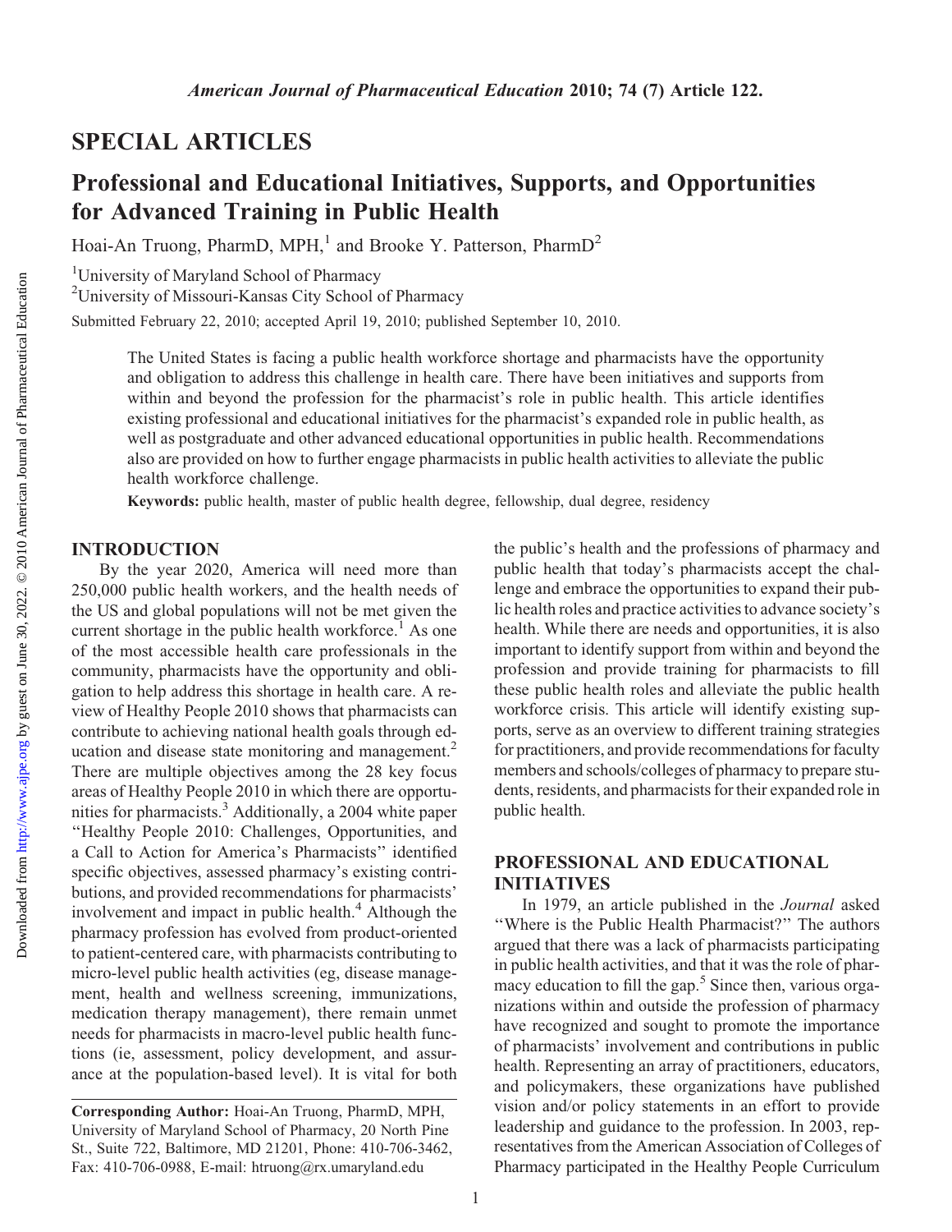## SPECIAL ARTICLES

# Professional and Educational Initiatives, Supports, and Opportunities for Advanced Training in Public Health

Hoai-An Truong, PharmD, MPH,[1] and Brooke Y. Patterson, PharmD[2]

[1]University of Maryland School of Pharmacy

[2]University of Missouri-Kansas City School of Pharmacy

Submitted February 22, 2010; accepted April 19, 2010; published September 10, 2010.

The United States is facing a public health workforce shortage and pharmacists have the opportunity and obligation to address this challenge in health care. There have been initiatives and supports from within and beyond the profession for the pharmacist's role in public health. This article identifies existing professional and educational initiatives for the pharmacist's expanded role in public health, as well as postgraduate and other advanced educational opportunities in public health. Recommendations also are provided on how to further engage pharmacists in public health activities to alleviate the public health workforce challenge.

**Keywords:** public health, master of public health degree, fellowship, dual degree, residency

## INTRODUCTION

By the year 2020, America will need more than 250,000 public health workers, and the health needs of the US and global populations will not be met given the current shortage in the public health workforce.[1] As one of the most accessible health care professionals in the community, pharmacists have the opportunity and obligation to help address this shortage in health care. A review of Healthy People 2010 shows that pharmacists can contribute to achieving national health goals through education and disease state monitoring and management.[2] There are multiple objectives among the 28 key focus areas of Healthy People 2010 in which there are opportunities for pharmacists.[3] Additionally, a 2004 white paper "Healthy People 2010: Challenges, Opportunities, and a Call to Action for America's Pharmacists" identified specific objectives, assessed pharmacy's existing contributions, and provided recommendations for pharmacists' involvement and impact in public health.[4] Although the pharmacy profession has evolved from product-oriented to patient-centered care, with pharmacists contributing to micro-level public health activities (eg, disease management, health and wellness screening, immunizations, medication therapy management), there remain unmet needs for pharmacists in macro-level public health functions (ie, assessment, policy development, and assurance at the population-based level). It is vital for both the public's health and the professions of pharmacy and public health that today's pharmacists accept the challenge and embrace the opportunities to expand their public health roles and practice activities to advance society's health. While there are needs and opportunities, it is also important to identify support from within and beyond the profession and provide training for pharmacists to fill these public health roles and alleviate the public health workforce crisis. This article will identify existing supports, serve as an overview to different training strategies for practitioners, and provide recommendations for faculty members and schools/colleges of pharmacy to prepare students, residents, and pharmacists for their expanded role in public health.

## PROFESSIONAL AND EDUCATIONAL INITIATIVES

In 1979, an article published in the *Journal* asked "Where is the Public Health Pharmacist?" The authors argued that there was a lack of pharmacists participating in public health activities, and that it was the role of pharmacy education to fill the gap.[5] Since then, various organizations within and outside the profession of pharmacy have recognized and sought to promote the importance of pharmacists' involvement and contributions in public health. Representing an array of practitioners, educators, and policymakers, these organizations have published vision and/or policy statements in an effort to provide leadership and guidance to the profession. In 2003, representatives from the American Association of Colleges of Pharmacy participated in the Healthy People Curriculum

**Corresponding Author:** Hoai-An Truong, PharmD, MPH, University of Maryland School of Pharmacy, 20 North Pine St., Suite 722, Baltimore, MD 21201, Phone: 410-706-3462, Fax: 410-706-0988, E-mail: htruong@rx.umaryland.edu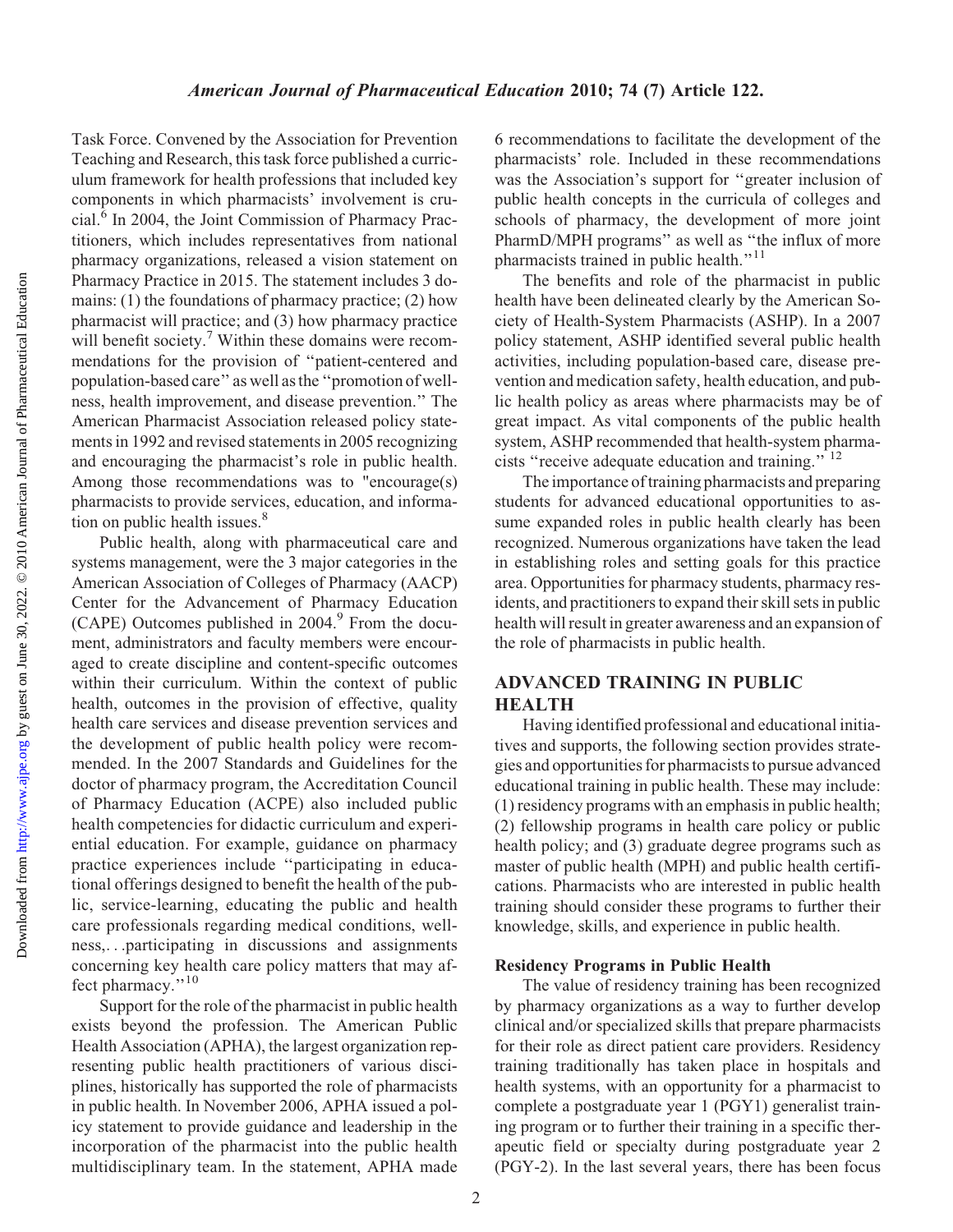Task Force. Convened by the Association for Prevention Teaching and Research, this task force published a curriculum framework for health professions that included key components in which pharmacists' involvement is crucial.[6] In 2004, the Joint Commission of Pharmacy Practitioners, which includes representatives from national pharmacy organizations, released a vision statement on Pharmacy Practice in 2015. The statement includes 3 domains: (1) the foundations of pharmacy practice; (2) how pharmacist will practice; and (3) how pharmacy practice will benefit society.[7] Within these domains were recommendations for the provision of "patient-centered and population-based care" as well as the "promotion of wellness, health improvement, and disease prevention." The American Pharmacist Association released policy statements in 1992 and revised statements in 2005 recognizing and encouraging the pharmacist's role in public health. Among those recommendations was to "encourage(s) pharmacists to provide services, education, and information on public health issues.[8]

Public health, along with pharmaceutical care and systems management, were the 3 major categories in the American Association of Colleges of Pharmacy (AACP) Center for the Advancement of Pharmacy Education (CAPE) Outcomes published in 2004.[9] From the document, administrators and faculty members were encouraged to create discipline and content-specific outcomes within their curriculum. Within the context of public health, outcomes in the provision of effective, quality health care services and disease prevention services and the development of public health policy were recommended. In the 2007 Standards and Guidelines for the doctor of pharmacy program, the Accreditation Council of Pharmacy Education (ACPE) also included public health competencies for didactic curriculum and experiential education. For example, guidance on pharmacy practice experiences include "participating in educational offerings designed to benefit the health of the public, service-learning, educating the public and health care professionals regarding medical conditions, wellness,. . .participating in discussions and assignments concerning key health care policy matters that may affect pharmacy."[10]

Support for the role of the pharmacist in public health exists beyond the profession. The American Public Health Association (APHA), the largest organization representing public health practitioners of various disciplines, historically has supported the role of pharmacists in public health. In November 2006, APHA issued a policy statement to provide guidance and leadership in the incorporation of the pharmacist into the public health multidisciplinary team. In the statement, APHA made 6 recommendations to facilitate the development of the pharmacists' role. Included in these recommendations was the Association's support for "greater inclusion of public health concepts in the curricula of colleges and schools of pharmacy, the development of more joint PharmD/MPH programs" as well as "the influx of more pharmacists trained in public health."[11]

The benefits and role of the pharmacist in public health have been delineated clearly by the American Society of Health-System Pharmacists (ASHP). In a 2007 policy statement, ASHP identified several public health activities, including population-based care, disease prevention and medication safety, health education, and public health policy as areas where pharmacists may be of great impact. As vital components of the public health system, ASHP recommended that health-system pharmacists "receive adequate education and training."[12]

The importance of training pharmacists and preparing students for advanced educational opportunities to assume expanded roles in public health clearly has been recognized. Numerous organizations have taken the lead in establishing roles and setting goals for this practice area. Opportunities for pharmacy students, pharmacy residents, and practitioners to expand their skill sets in public health will result in greater awareness and an expansion of the role of pharmacists in public health.

## ADVANCED TRAINING IN PUBLIC HEALTH

Having identified professional and educational initiatives and supports, the following section provides strategies and opportunities for pharmacists to pursue advanced educational training in public health. These may include: (1) residency programs with an emphasis in public health; (2) fellowship programs in health care policy or public health policy; and (3) graduate degree programs such as master of public health (MPH) and public health certifications. Pharmacists who are interested in public health training should consider these programs to further their knowledge, skills, and experience in public health.

### Residency Programs in Public Health

The value of residency training has been recognized by pharmacy organizations as a way to further develop clinical and/or specialized skills that prepare pharmacists for their role as direct patient care providers. Residency training traditionally has taken place in hospitals and health systems, with an opportunity for a pharmacist to complete a postgraduate year 1 (PGY1) generalist training program or to further their training in a specific therapeutic field or specialty during postgraduate year 2 (PGY-2). In the last several years, there has been focus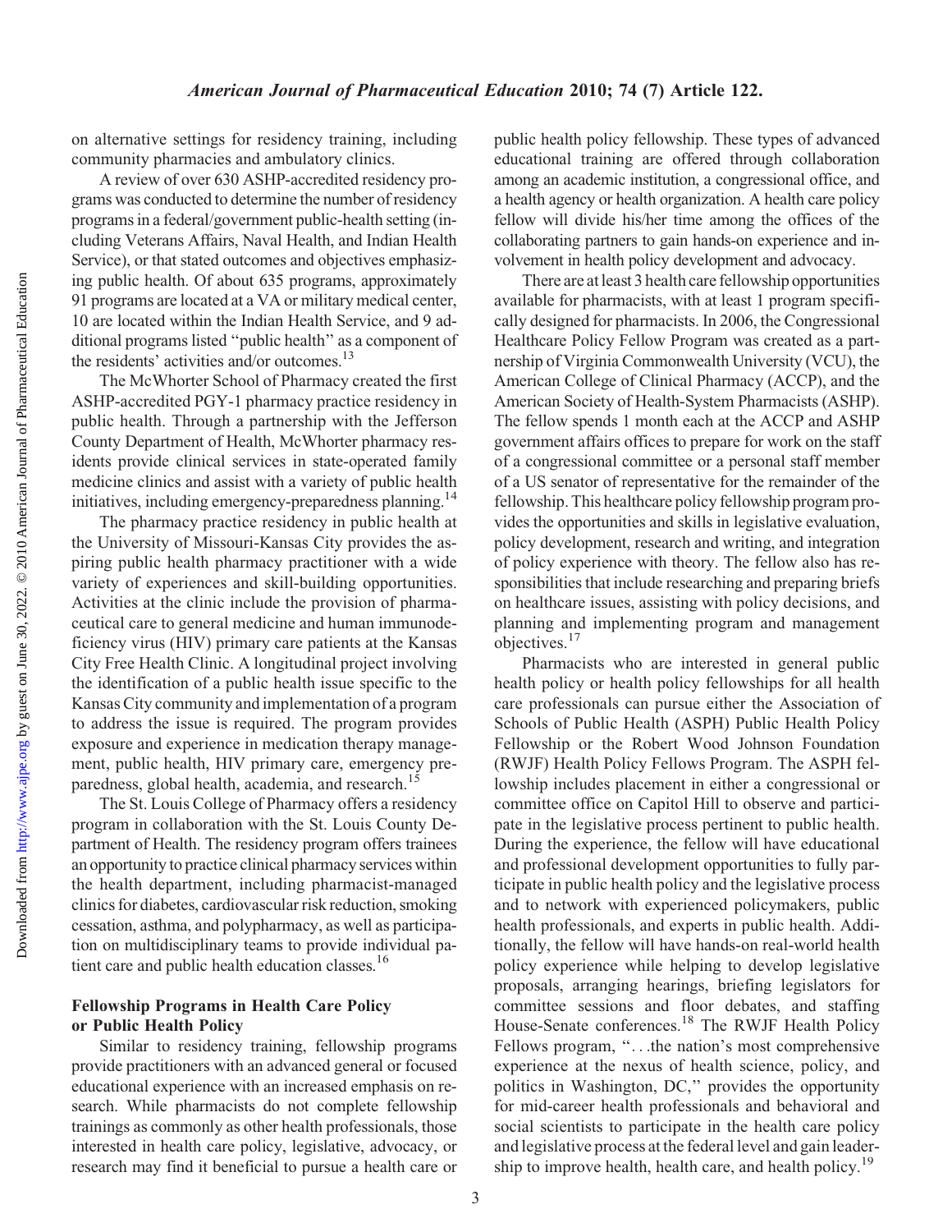on alternative settings for residency training, including community pharmacies and ambulatory clinics.

A review of over 630 ASHP-accredited residency programs was conducted to determine the number of residency programs in a federal/government public-health setting (including Veterans Affairs, Naval Health, and Indian Health Service), or that stated outcomes and objectives emphasizing public health. Of about 635 programs, approximately 91 programs are located at a VA or military medical center, 10 are located within the Indian Health Service, and 9 additional programs listed "public health" as a component of the residents' activities and/or outcomes.[13]

The McWhorter School of Pharmacy created the first ASHP-accredited PGY-1 pharmacy practice residency in public health. Through a partnership with the Jefferson County Department of Health, McWhorter pharmacy residents provide clinical services in state-operated family medicine clinics and assist with a variety of public health initiatives, including emergency-preparedness planning.[14]

The pharmacy practice residency in public health at the University of Missouri-Kansas City provides the aspiring public health pharmacy practitioner with a wide variety of experiences and skill-building opportunities. Activities at the clinic include the provision of pharmaceutical care to general medicine and human immunodeficiency virus (HIV) primary care patients at the Kansas City Free Health Clinic. A longitudinal project involving the identification of a public health issue specific to the Kansas City community and implementation of a program to address the issue is required. The program provides exposure and experience in medication therapy management, public health, HIV primary care, emergency preparedness, global health, academia, and research.[15]

The St. Louis College of Pharmacy offers a residency program in collaboration with the St. Louis County Department of Health. The residency program offers trainees an opportunity to practice clinical pharmacy services within the health department, including pharmacist-managed clinics for diabetes, cardiovascular risk reduction, smoking cessation, asthma, and polypharmacy, as well as participation on multidisciplinary teams to provide individual patient care and public health education classes.[16]

## Fellowship Programs in Health Care Policy or Public Health Policy

Similar to residency training, fellowship programs provide practitioners with an advanced general or focused educational experience with an increased emphasis on research. While pharmacists do not complete fellowship trainings as commonly as other health professionals, those interested in health care policy, legislative, advocacy, or research may find it beneficial to pursue a health care or public health policy fellowship. These types of advanced educational training are offered through collaboration among an academic institution, a congressional office, and a health agency or health organization. A health care policy fellow will divide his/her time among the offices of the collaborating partners to gain hands-on experience and involvement in health policy development and advocacy.

There are at least 3 health care fellowship opportunities available for pharmacists, with at least 1 program specifically designed for pharmacists. In 2006, the Congressional Healthcare Policy Fellow Program was created as a partnership of Virginia Commonwealth University (VCU), the American College of Clinical Pharmacy (ACCP), and the American Society of Health-System Pharmacists (ASHP). The fellow spends 1 month each at the ACCP and ASHP government affairs offices to prepare for work on the staff of a congressional committee or a personal staff member of a US senator of representative for the remainder of the fellowship. This healthcare policy fellowship program provides the opportunities and skills in legislative evaluation, policy development, research and writing, and integration of policy experience with theory. The fellow also has responsibilities that include researching and preparing briefs on healthcare issues, assisting with policy decisions, and planning and implementing program and management objectives.[17]

Pharmacists who are interested in general public health policy or health policy fellowships for all health care professionals can pursue either the Association of Schools of Public Health (ASPH) Public Health Policy Fellowship or the Robert Wood Johnson Foundation (RWJF) Health Policy Fellows Program. The ASPH fellowship includes placement in either a congressional or committee office on Capitol Hill to observe and participate in the legislative process pertinent to public health. During the experience, the fellow will have educational and professional development opportunities to fully participate in public health policy and the legislative process and to network with experienced policymakers, public health professionals, and experts in public health. Additionally, the fellow will have hands-on real-world health policy experience while helping to develop legislative proposals, arranging hearings, briefing legislators for committee sessions and floor debates, and staffing House-Senate conferences.[18] The RWJF Health Policy Fellows program, "...the nation's most comprehensive experience at the nexus of health science, policy, and politics in Washington, DC," provides the opportunity for mid-career health professionals and behavioral and social scientists to participate in the health care policy and legislative process at the federal level and gain leadership to improve health, health care, and health policy.[19]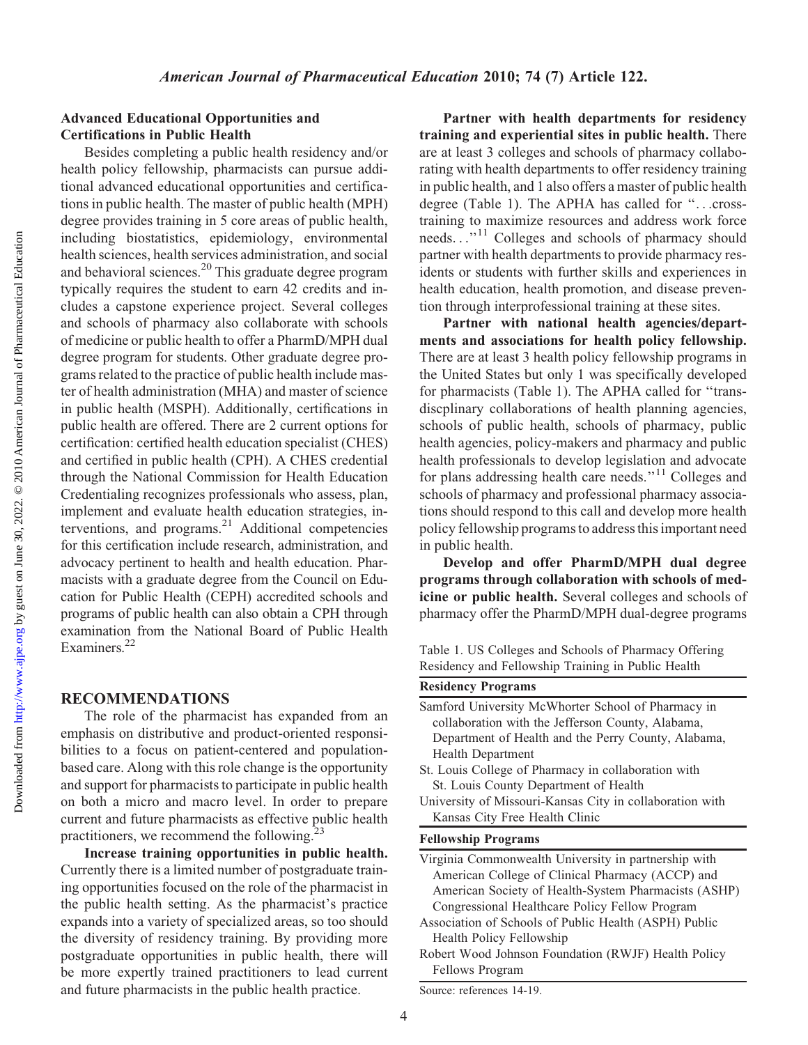### Advanced Educational Opportunities and Certifications in Public Health

Besides completing a public health residency and/or health policy fellowship, pharmacists can pursue additional advanced educational opportunities and certifications in public health. The master of public health (MPH) degree provides training in 5 core areas of public health, including biostatistics, epidemiology, environmental health sciences, health services administration, and social and behavioral sciences.[20] This graduate degree program typically requires the student to earn 42 credits and includes a capstone experience project. Several colleges and schools of pharmacy also collaborate with schools of medicine or public health to offer a PharmD/MPH dual degree program for students. Other graduate degree programs related to the practice of public health include master of health administration (MHA) and master of science in public health (MSPH). Additionally, certifications in public health are offered. There are 2 current options for certification: certified health education specialist (CHES) and certified in public health (CPH). A CHES credential through the National Commission for Health Education Credentialing recognizes professionals who assess, plan, implement and evaluate health education strategies, interventions, and programs.[21] Additional competencies for this certification include research, administration, and advocacy pertinent to health and health education. Pharmacists with a graduate degree from the Council on Education for Public Health (CEPH) accredited schools and programs of public health can also obtain a CPH through examination from the National Board of Public Health Examiners.[22]

## RECOMMENDATIONS

The role of the pharmacist has expanded from an emphasis on distributive and product-oriented responsibilities to a focus on patient-centered and population-based care. Along with this role change is the opportunity and support for pharmacists to participate in public health on both a micro and macro level. In order to prepare current and future pharmacists as effective public health practitioners, we recommend the following.[23]

**Increase training opportunities in public health.** Currently there is a limited number of postgraduate training opportunities focused on the role of the pharmacist in the public health setting. As the pharmacist's practice expands into a variety of specialized areas, so too should the diversity of residency training. By providing more postgraduate opportunities in public health, there will be more expertly trained practitioners to lead current and future pharmacists in the public health practice.

**Partner with health departments for residency training and experiential sites in public health.** There are at least 3 colleges and schools of pharmacy collaborating with health departments to offer residency training in public health, and 1 also offers a master of public health degree (Table 1). The APHA has called for "...cross-training to maximize resources and address work force needs..."[11] Colleges and schools of pharmacy should partner with health departments to provide pharmacy residents or students with further skills and experiences in health education, health promotion, and disease prevention through interprofessional training at these sites.

**Partner with national health agencies/departments and associations for health policy fellowship.** There are at least 3 health policy fellowship programs in the United States but only 1 was specifically developed for pharmacists (Table 1). The APHA called for "transdiscplinary collaborations of health planning agencies, schools of public health, schools of pharmacy, public health agencies, policy-makers and pharmacy and public health professionals to develop legislation and advocate for plans addressing health care needs."[11] Colleges and schools of pharmacy and professional pharmacy associations should respond to this call and develop more health policy fellowship programs to address this important need in public health.

**Develop and offer PharmD/MPH dual degree programs through collaboration with schools of medicine or public health.** Several colleges and schools of pharmacy offer the PharmD/MPH dual-degree programs

Table 1. US Colleges and Schools of Pharmacy Offering Residency and Fellowship Training in Public Health

| Residency Programs |
|---|
| Samford University McWhorter School of Pharmacy in collaboration with the Jefferson County, Alabama, Department of Health and the Perry County, Alabama, Health Department |
| St. Louis College of Pharmacy in collaboration with St. Louis County Department of Health |
| University of Missouri-Kansas City in collaboration with Kansas City Free Health Clinic |
| **Fellowship Programs** |
| Virginia Commonwealth University in partnership with American College of Clinical Pharmacy (ACCP) and American Society of Health-System Pharmacists (ASHP) Congressional Healthcare Policy Fellow Program |
| Association of Schools of Public Health (ASPH) Public Health Policy Fellowship |
| Robert Wood Johnson Foundation (RWJF) Health Policy Fellows Program |

Source: references 14-19.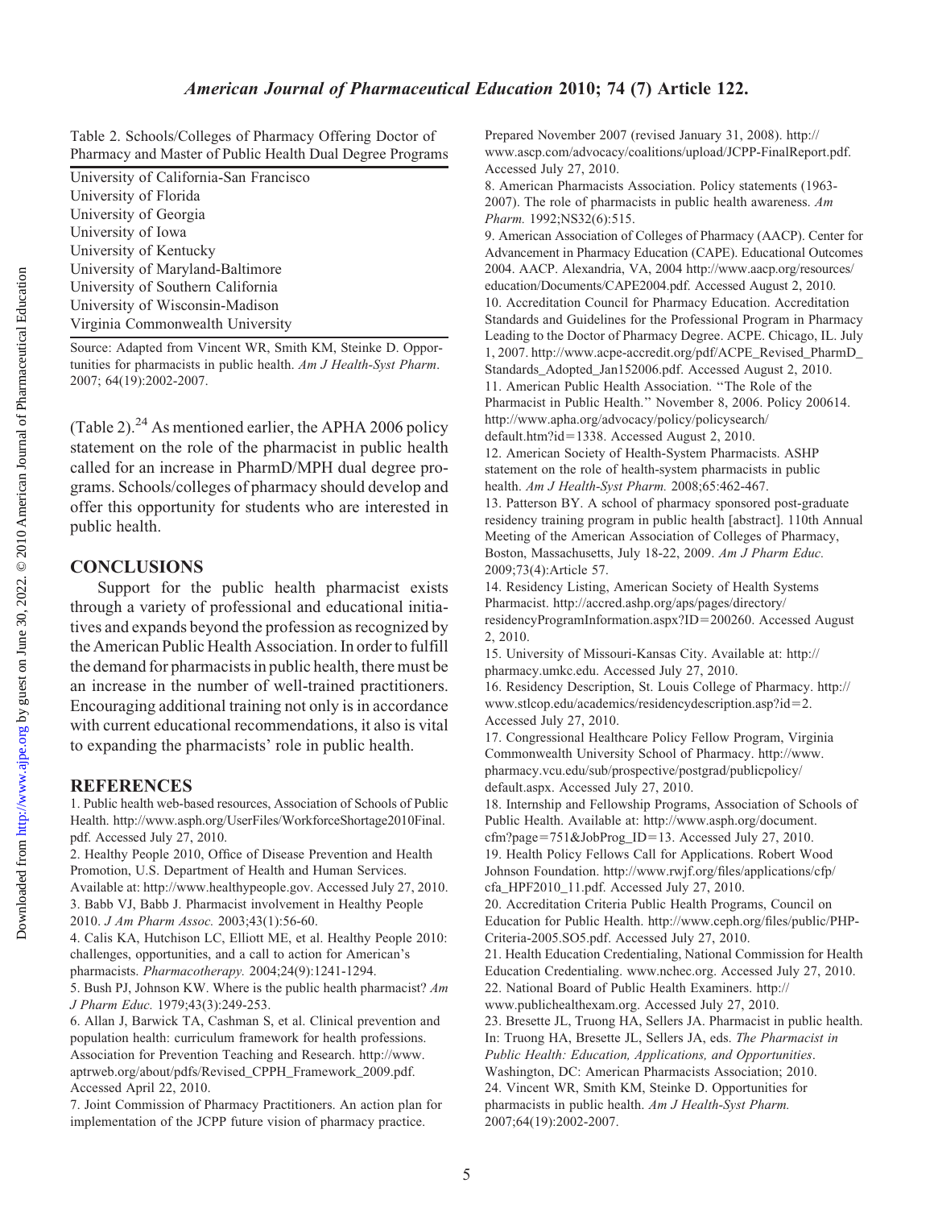Table 2. Schools/Colleges of Pharmacy Offering Doctor of Pharmacy and Master of Public Health Dual Degree Programs

| |
|---|
| University of California-San Francisco |
| University of Florida |
| University of Georgia |
| University of Iowa |
| University of Kentucky |
| University of Maryland-Baltimore |
| University of Southern California |
| University of Wisconsin-Madison |
| Virginia Commonwealth University |

Source: Adapted from Vincent WR, Smith KM, Steinke D. Opportunities for pharmacists in public health. *Am J Health-Syst Pharm*. 2007; 64(19):2002-2007.

(Table 2).[24] As mentioned earlier, the APHA 2006 policy statement on the role of the pharmacist in public health called for an increase in PharmD/MPH dual degree programs. Schools/colleges of pharmacy should develop and offer this opportunity for students who are interested in public health.

## CONCLUSIONS

Support for the public health pharmacist exists through a variety of professional and educational initiatives and expands beyond the profession as recognized by the American Public Health Association. In order to fulfill the demand for pharmacists in public health, there must be an increase in the number of well-trained practitioners. Encouraging additional training not only is in accordance with current educational recommendations, it also is vital to expanding the pharmacists' role in public health.

## REFERENCES

1. Public health web-based resources, Association of Schools of Public Health. http://www.asph.org/UserFiles/WorkforceShortage2010Final.pdf. Accessed July 27, 2010.
2. Healthy People 2010, Office of Disease Prevention and Health Promotion, U.S. Department of Health and Human Services. Available at: http://www.healthypeople.gov. Accessed July 27, 2010.
3. Babb VJ, Babb J. Pharmacist involvement in Healthy People 2010. *J Am Pharm Assoc.* 2003;43(1):56-60.
4. Calis KA, Hutchison LC, Elliott ME, et al. Healthy People 2010: challenges, opportunities, and a call to action for American's pharmacists. *Pharmacotherapy.* 2004;24(9):1241-1294.
5. Bush PJ, Johnson KW. Where is the public health pharmacist? *Am J Pharm Educ.* 1979;43(3):249-253.
6. Allan J, Barwick TA, Cashman S, et al. Clinical prevention and population health: curriculum framework for health professions. Association for Prevention Teaching and Research. http://www.aptrweb.org/about/pdfs/Revised_CPPH_Framework_2009.pdf. Accessed April 22, 2010.
7. Joint Commission of Pharmacy Practitioners. An action plan for implementation of the JCPP future vision of pharmacy practice. Prepared November 2007 (revised January 31, 2008). http://www.ascp.com/advocacy/coalitions/upload/JCPP-FinalReport.pdf. Accessed July 27, 2010.
8. American Pharmacists Association. Policy statements (1963-2007). The role of pharmacists in public health awareness. *Am Pharm.* 1992;NS32(6):515.
9. American Association of Colleges of Pharmacy (AACP). Center for Advancement in Pharmacy Education (CAPE). Educational Outcomes 2004. AACP. Alexandria, VA, 2004 http://www.aacp.org/resources/education/Documents/CAPE2004.pdf. Accessed August 2, 2010.
10. Accreditation Council for Pharmacy Education. Accreditation Standards and Guidelines for the Professional Program in Pharmacy Leading to the Doctor of Pharmacy Degree. ACPE. Chicago, IL. July 1, 2007. http://www.acpe-accredit.org/pdf/ACPE_Revised_PharmD_Standards_Adopted_Jan152006.pdf. Accessed August 2, 2010.
11. American Public Health Association. "The Role of the Pharmacist in Public Health." November 8, 2006. Policy 200614. http://www.apha.org/advocacy/policy/policysearch/default.htm?id=1338. Accessed August 2, 2010.
12. American Society of Health-System Pharmacists. ASHP statement on the role of health-system pharmacists in public health. *Am J Health-Syst Pharm.* 2008;65:462-467.
13. Patterson BY. A school of pharmacy sponsored post-graduate residency training program in public health [abstract]. 110th Annual Meeting of the American Association of Colleges of Pharmacy, Boston, Massachusetts, July 18-22, 2009. *Am J Pharm Educ.* 2009;73(4):Article 57.
14. Residency Listing, American Society of Health Systems Pharmacist. http://accred.ashp.org/aps/pages/directory/residencyProgramInformation.aspx?ID=200260. Accessed August 2, 2010.
15. University of Missouri-Kansas City. Available at: http://pharmacy.umkc.edu. Accessed July 27, 2010.
16. Residency Description, St. Louis College of Pharmacy. http://www.stlcop.edu/academics/residencydescription.asp?id=2. Accessed July 27, 2010.
17. Congressional Healthcare Policy Fellow Program, Virginia Commonwealth University School of Pharmacy. http://www.pharmacy.vcu.edu/sub/prospective/postgrad/publicpolicy/default.aspx. Accessed July 27, 2010.
18. Internship and Fellowship Programs, Association of Schools of Public Health. Available at: http://www.asph.org/document.cfm?page=751&JobProg_ID=13. Accessed July 27, 2010.
19. Health Policy Fellows Call for Applications. Robert Wood Johnson Foundation. http://www.rwjf.org/files/applications/cfp/cfa_HPF2010_11.pdf. Accessed July 27, 2010.
20. Accreditation Criteria Public Health Programs, Council on Education for Public Health. http://www.ceph.org/files/public/PHP-Criteria-2005.SO5.pdf. Accessed July 27, 2010.
21. Health Education Credentialing, National Commission for Health Education Credentialing. www.nchec.org. Accessed July 27, 2010.
22. National Board of Public Health Examiners. http://www.publichealthexam.org. Accessed July 27, 2010.
23. Bresette JL, Truong HA, Sellers JA. Pharmacist in public health. In: Truong HA, Bresette JL, Sellers JA, eds. *The Pharmacist in Public Health: Education, Applications, and Opportunities*. Washington, DC: American Pharmacists Association; 2010.
24. Vincent WR, Smith KM, Steinke D. Opportunities for pharmacists in public health. *Am J Health-Syst Pharm.* 2007;64(19):2002-2007.